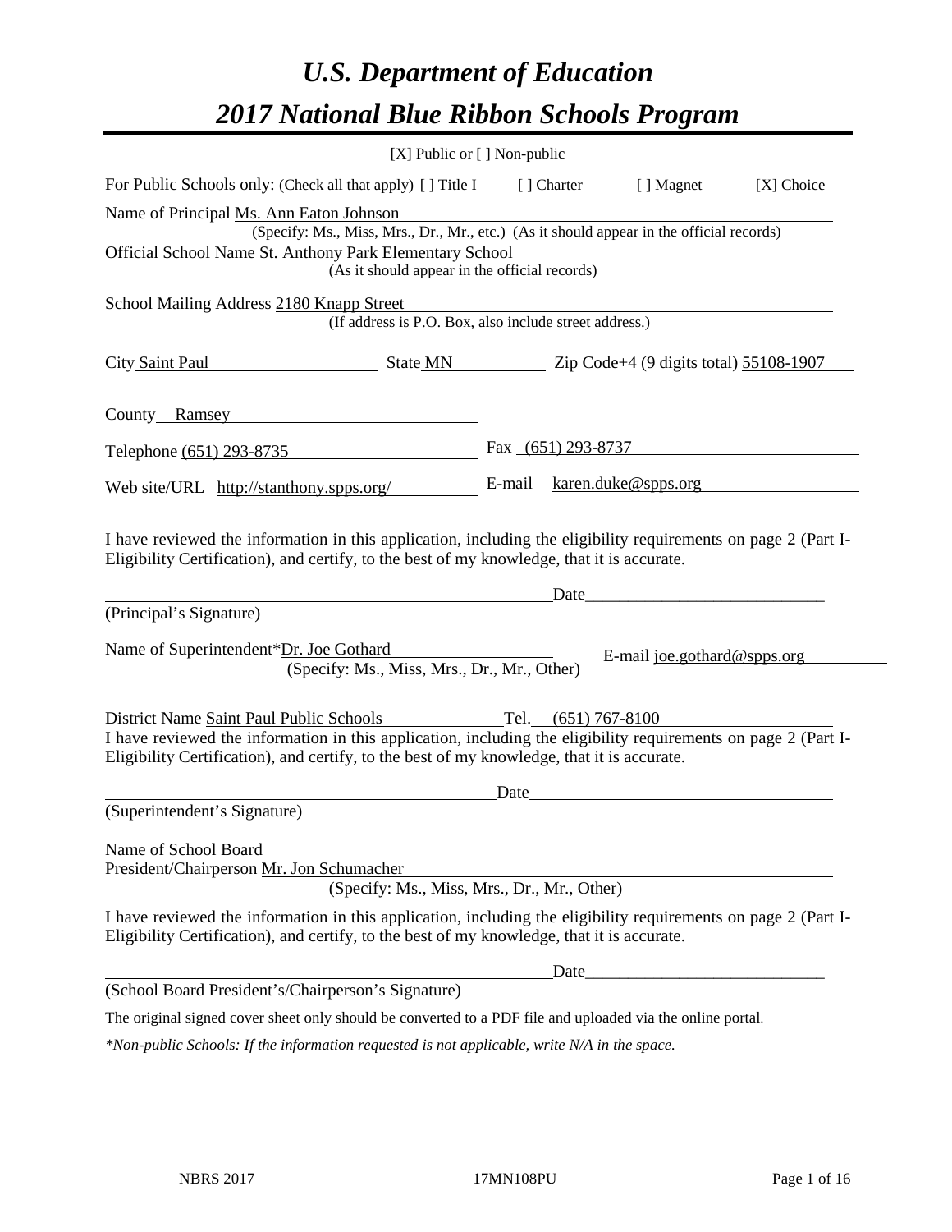# *U.S. Department of Education*
# *2017 National Blue Ribbon Schools Program*

[X] Public or [ ] Non-public

For Public Schools only: (Check all that apply) [ ] Title I [ ] Charter [ ] Magnet [X] Choice

Name of Principal Ms. Ann Eaton Johnson
(Specify: Ms., Miss, Mrs., Dr., Mr., etc.) (As it should appear in the official records)

Official School Name St. Anthony Park Elementary School
(As it should appear in the official records)

School Mailing Address 2180 Knapp Street
(If address is P.O. Box, also include street address.)

City Saint Paul State MN Zip Code+4 (9 digits total) 55108-1907

County Ramsey

Telephone (651) 293-8735 Fax (651) 293-8737

Web site/URL http://stanthony.spps.org/ E-mail karen.duke@spps.org

I have reviewed the information in this application, including the eligibility requirements on page 2 (Part I-Eligibility Certification), and certify, to the best of my knowledge, that it is accurate.

Date______________________________

(Principal's Signature)

Name of Superintendent*Dr. Joe Gothard E-mail joe.gothard@spps.org
(Specify: Ms., Miss, Mrs., Dr., Mr., Other)

District Name Saint Paul Public Schools Tel. (651) 767-8100

I have reviewed the information in this application, including the eligibility requirements on page 2 (Part I-Eligibility Certification), and certify, to the best of my knowledge, that it is accurate.

Date______________________________

(Superintendent's Signature)

Name of School Board
President/Chairperson Mr. Jon Schumacher
(Specify: Ms., Miss, Mrs., Dr., Mr., Other)

I have reviewed the information in this application, including the eligibility requirements on page 2 (Part I-Eligibility Certification), and certify, to the best of my knowledge, that it is accurate.

Date______________________________

(School Board President's/Chairperson's Signature)

The original signed cover sheet only should be converted to a PDF file and uploaded via the online portal.

*\*Non-public Schools: If the information requested is not applicable, write N/A in the space.*

NBRS 2017 17MN108PU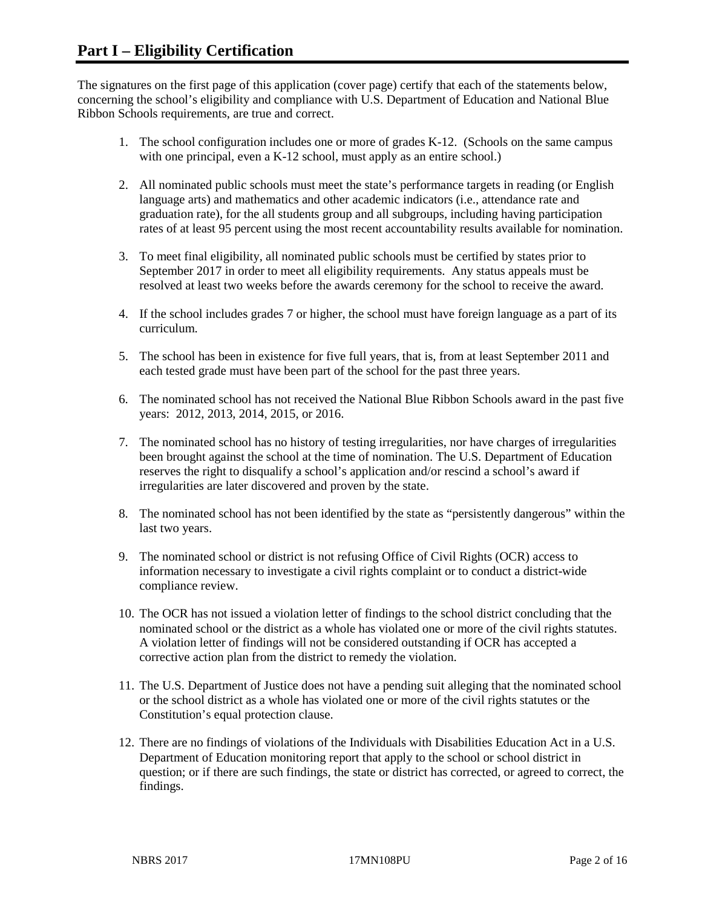# Part I – Eligibility Certification

The signatures on the first page of this application (cover page) certify that each of the statements below, concerning the school's eligibility and compliance with U.S. Department of Education and National Blue Ribbon Schools requirements, are true and correct.

1. The school configuration includes one or more of grades K-12. (Schools on the same campus with one principal, even a K-12 school, must apply as an entire school.)

2. All nominated public schools must meet the state's performance targets in reading (or English language arts) and mathematics and other academic indicators (i.e., attendance rate and graduation rate), for the all students group and all subgroups, including having participation rates of at least 95 percent using the most recent accountability results available for nomination.

3. To meet final eligibility, all nominated public schools must be certified by states prior to September 2017 in order to meet all eligibility requirements. Any status appeals must be resolved at least two weeks before the awards ceremony for the school to receive the award.

4. If the school includes grades 7 or higher, the school must have foreign language as a part of its curriculum.

5. The school has been in existence for five full years, that is, from at least September 2011 and each tested grade must have been part of the school for the past three years.

6. The nominated school has not received the National Blue Ribbon Schools award in the past five years: 2012, 2013, 2014, 2015, or 2016.

7. The nominated school has no history of testing irregularities, nor have charges of irregularities been brought against the school at the time of nomination. The U.S. Department of Education reserves the right to disqualify a school's application and/or rescind a school's award if irregularities are later discovered and proven by the state.

8. The nominated school has not been identified by the state as "persistently dangerous" within the last two years.

9. The nominated school or district is not refusing Office of Civil Rights (OCR) access to information necessary to investigate a civil rights complaint or to conduct a district-wide compliance review.

10. The OCR has not issued a violation letter of findings to the school district concluding that the nominated school or the district as a whole has violated one or more of the civil rights statutes. A violation letter of findings will not be considered outstanding if OCR has accepted a corrective action plan from the district to remedy the violation.

11. The U.S. Department of Justice does not have a pending suit alleging that the nominated school or the school district as a whole has violated one or more of the civil rights statutes or the Constitution's equal protection clause.

12. There are no findings of violations of the Individuals with Disabilities Education Act in a U.S. Department of Education monitoring report that apply to the school or school district in question; or if there are such findings, the state or district has corrected, or agreed to correct, the findings.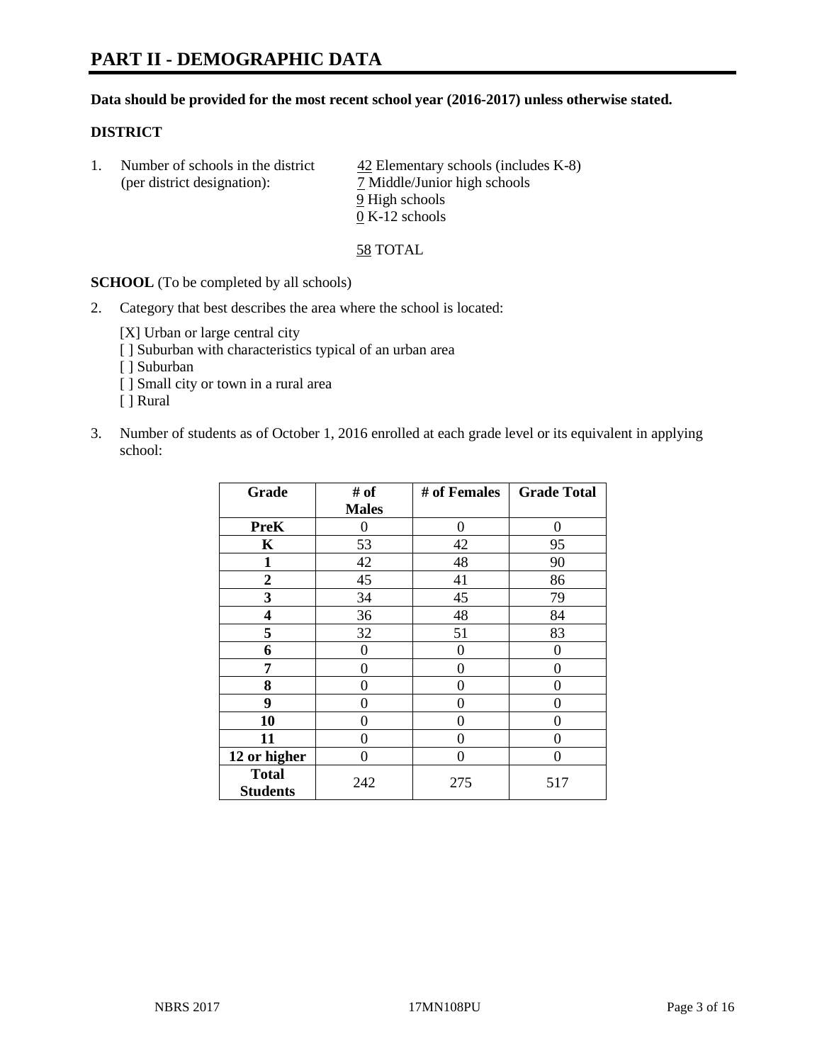# PART II - DEMOGRAPHIC DATA

**Data should be provided for the most recent school year (2016-2017) unless otherwise stated.**

**DISTRICT**

1. Number of schools in the district (per district designation):
   42 Elementary schools (includes K-8)
   7 Middle/Junior high schools
   9 High schools
   0 K-12 schools

   58 TOTAL

**SCHOOL** (To be completed by all schools)

2. Category that best describes the area where the school is located:

   [X] Urban or large central city
   [ ] Suburban with characteristics typical of an urban area
   [ ] Suburban
   [ ] Small city or town in a rural area
   [ ] Rural

3. Number of students as of October 1, 2016 enrolled at each grade level or its equivalent in applying school:

| Grade | # of Males | # of Females | Grade Total |
|---|---|---|---|
| **PreK** | 0 | 0 | 0 |
| **K** | 53 | 42 | 95 |
| **1** | 42 | 48 | 90 |
| **2** | 45 | 41 | 86 |
| **3** | 34 | 45 | 79 |
| **4** | 36 | 48 | 84 |
| **5** | 32 | 51 | 83 |
| **6** | 0 | 0 | 0 |
| **7** | 0 | 0 | 0 |
| **8** | 0 | 0 | 0 |
| **9** | 0 | 0 | 0 |
| **10** | 0 | 0 | 0 |
| **11** | 0 | 0 | 0 |
| **12 or higher** | 0 | 0 | 0 |
| **Total Students** | 242 | 275 | 517 |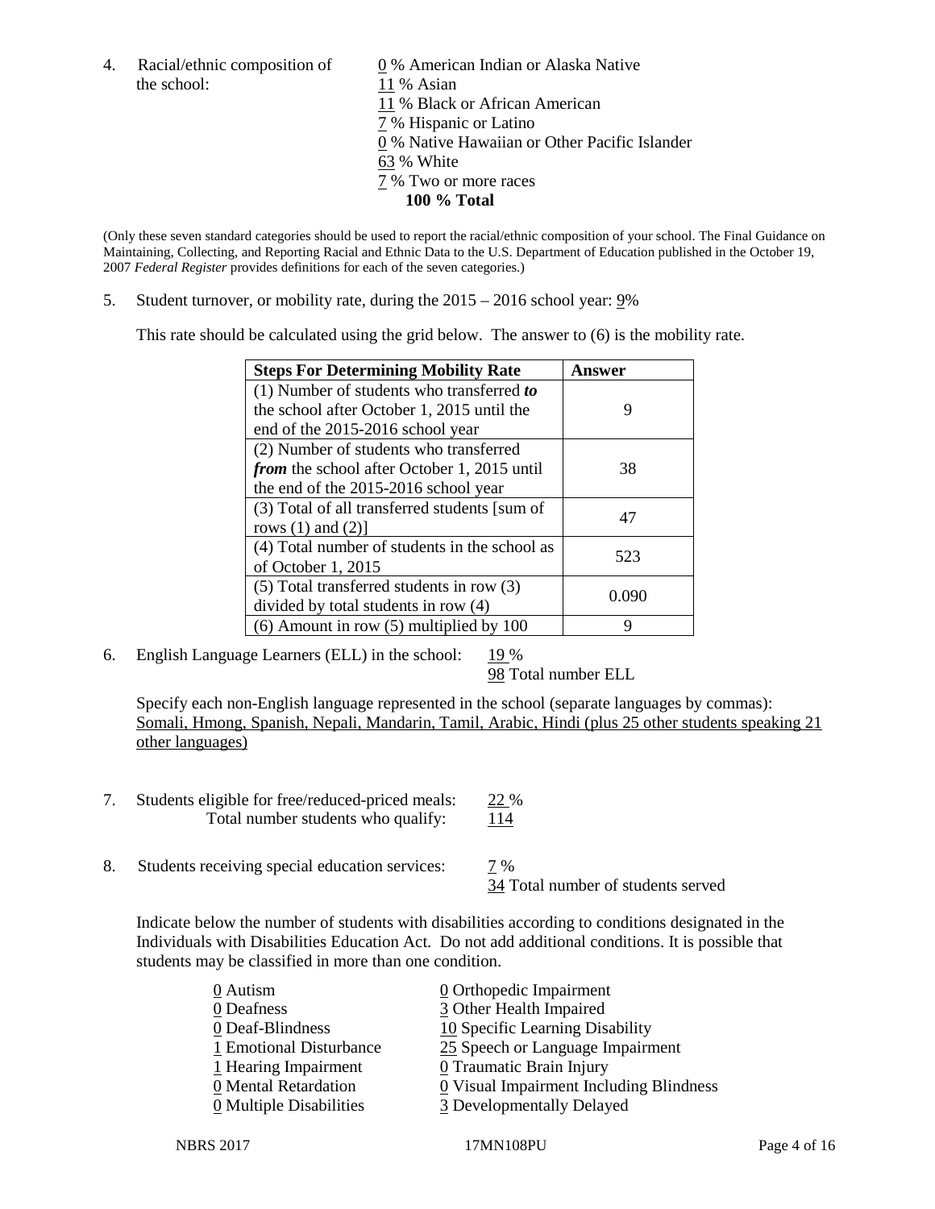4. Racial/ethnic composition of the school:

0 % American Indian or Alaska Native
11 % Asian
11 % Black or African American
7 % Hispanic or Latino
0 % Native Hawaiian or Other Pacific Islander
63 % White
7 % Two or more races
**100 % Total**

(Only these seven standard categories should be used to report the racial/ethnic composition of your school. The Final Guidance on Maintaining, Collecting, and Reporting Racial and Ethnic Data to the U.S. Department of Education published in the October 19, 2007 *Federal Register* provides definitions for each of the seven categories.)

5. Student turnover, or mobility rate, during the 2015 – 2016 school year: 9%

This rate should be calculated using the grid below. The answer to (6) is the mobility rate.

| **Steps For Determining Mobility Rate** | **Answer** |
|---|---|
| (1) Number of students who transferred ***to*** the school after October 1, 2015 until the end of the 2015-2016 school year | 9 |
| (2) Number of students who transferred ***from*** the school after October 1, 2015 until the end of the 2015-2016 school year | 38 |
| (3) Total of all transferred students [sum of rows (1) and (2)] | 47 |
| (4) Total number of students in the school as of October 1, 2015 | 523 |
| (5) Total transferred students in row (3) divided by total students in row (4) | 0.090 |
| (6) Amount in row (5) multiplied by 100 | 9 |

6. English Language Learners (ELL) in the school: 19 %
98 Total number ELL

Specify each non-English language represented in the school (separate languages by commas):
Somali, Hmong, Spanish, Nepali, Mandarin, Tamil, Arabic, Hindi (plus 25 other students speaking 21 other languages)

7. Students eligible for free/reduced-priced meals: 22 %
Total number students who qualify: 114

8. Students receiving special education services: 7 %
34 Total number of students served

Indicate below the number of students with disabilities according to conditions designated in the Individuals with Disabilities Education Act. Do not add additional conditions. It is possible that students may be classified in more than one condition.

0 Autism
0 Deafness
0 Deaf-Blindness
1 Emotional Disturbance
1 Hearing Impairment
0 Mental Retardation
0 Multiple Disabilities
0 Orthopedic Impairment
3 Other Health Impaired
10 Specific Learning Disability
25 Speech or Language Impairment
0 Traumatic Brain Injury
0 Visual Impairment Including Blindness
3 Developmentally Delayed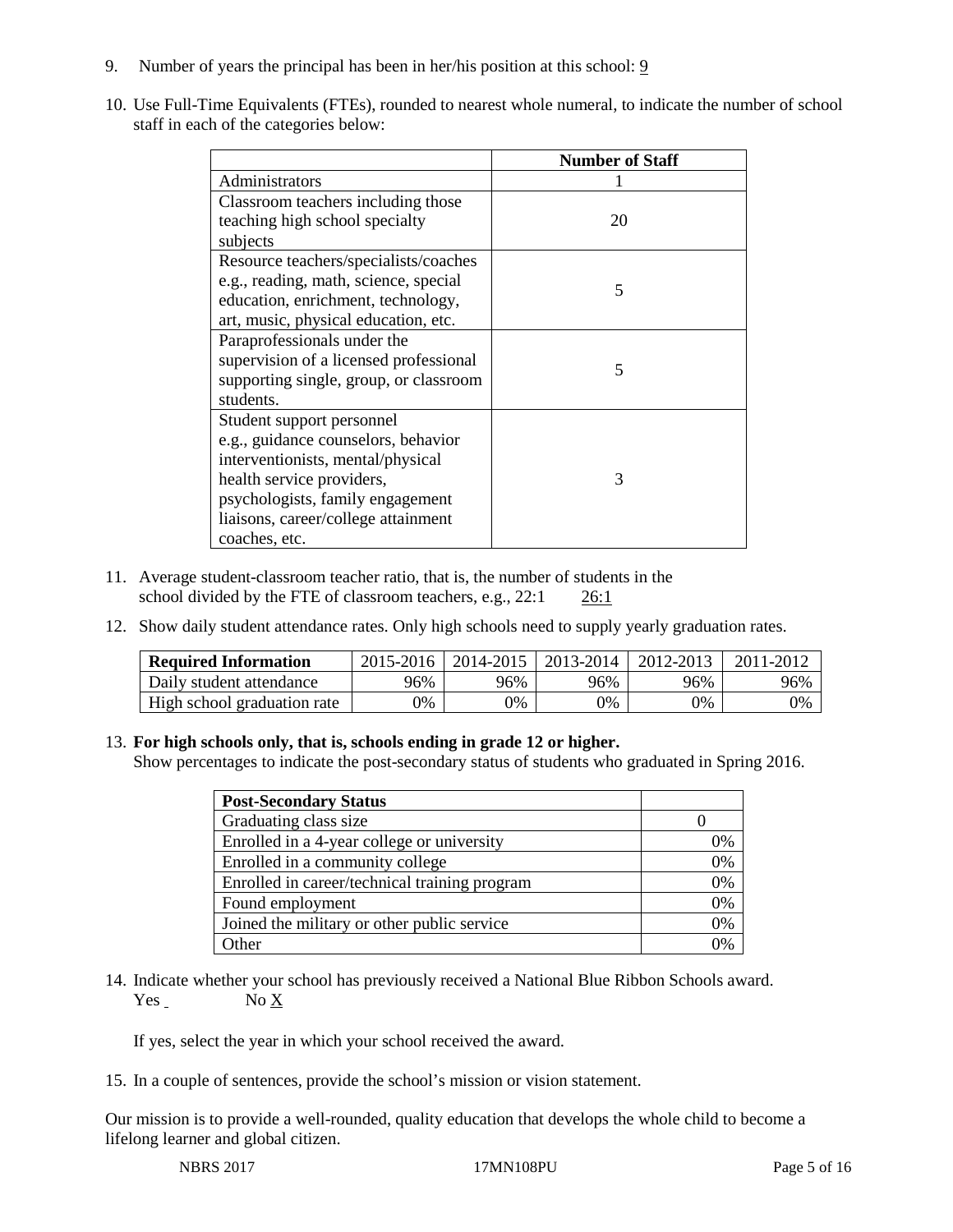9. Number of years the principal has been in her/his position at this school: 9

10. Use Full-Time Equivalents (FTEs), rounded to nearest whole numeral, to indicate the number of school staff in each of the categories below:

| | Number of Staff |
|---|---|
| Administrators | 1 |
| Classroom teachers including those teaching high school specialty subjects | 20 |
| Resource teachers/specialists/coaches e.g., reading, math, science, special education, enrichment, technology, art, music, physical education, etc. | 5 |
| Paraprofessionals under the supervision of a licensed professional supporting single, group, or classroom students. | 5 |
| Student support personnel e.g., guidance counselors, behavior interventionists, mental/physical health service providers, psychologists, family engagement liaisons, career/college attainment coaches, etc. | 3 |

11. Average student-classroom teacher ratio, that is, the number of students in the school divided by the FTE of classroom teachers, e.g., 22:1 26:1

12. Show daily student attendance rates. Only high schools need to supply yearly graduation rates.

| Required Information | 2015-2016 | 2014-2015 | 2013-2014 | 2012-2013 | 2011-2012 |
|---|---|---|---|---|---|
| Daily student attendance | 96% | 96% | 96% | 96% | 96% |
| High school graduation rate | 0% | 0% | 0% | 0% | 0% |

13. **For high schools only, that is, schools ending in grade 12 or higher.**
Show percentages to indicate the post-secondary status of students who graduated in Spring 2016.

| Post-Secondary Status | |
|---|---|
| Graduating class size | 0 |
| Enrolled in a 4-year college or university | 0% |
| Enrolled in a community college | 0% |
| Enrolled in career/technical training program | 0% |
| Found employment | 0% |
| Joined the military or other public service | 0% |
| Other | 0% |

14. Indicate whether your school has previously received a National Blue Ribbon Schools award.
Yes No X

If yes, select the year in which your school received the award.

15. In a couple of sentences, provide the school's mission or vision statement.

Our mission is to provide a well-rounded, quality education that develops the whole child to become a lifelong learner and global citizen.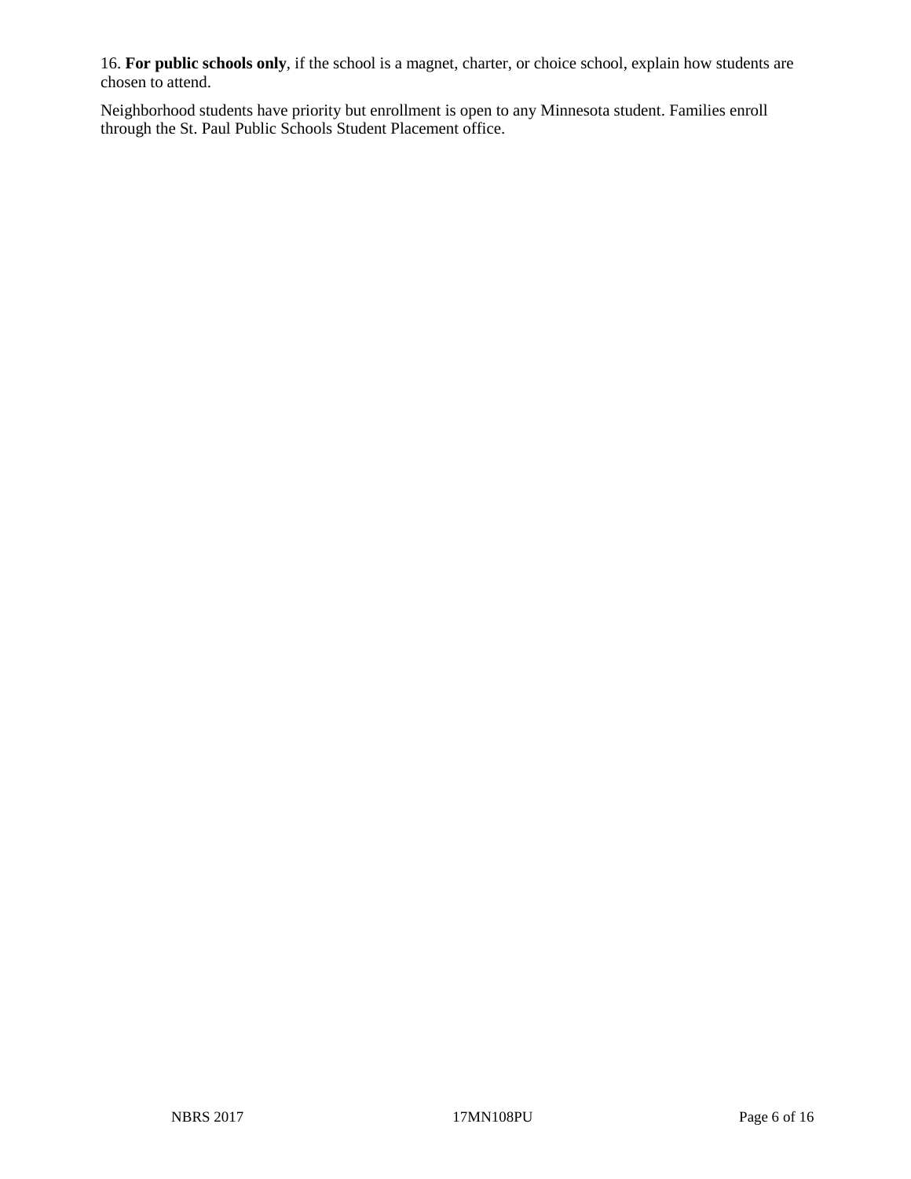16. **For public schools only**, if the school is a magnet, charter, or choice school, explain how students are chosen to attend.

Neighborhood students have priority but enrollment is open to any Minnesota student. Families enroll through the St. Paul Public Schools Student Placement office.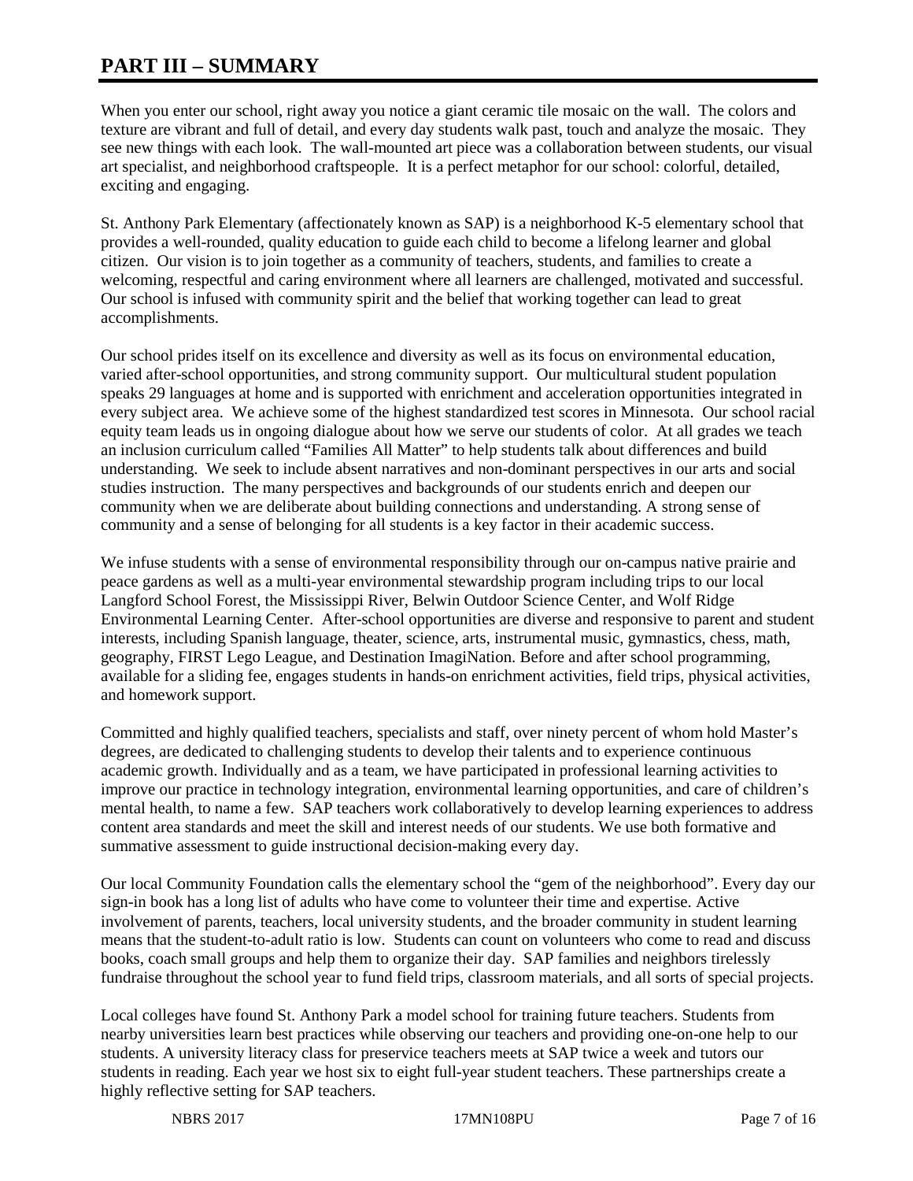# PART III – SUMMARY

When you enter our school, right away you notice a giant ceramic tile mosaic on the wall. The colors and texture are vibrant and full of detail, and every day students walk past, touch and analyze the mosaic. They see new things with each look. The wall-mounted art piece was a collaboration between students, our visual art specialist, and neighborhood craftspeople. It is a perfect metaphor for our school: colorful, detailed, exciting and engaging.

St. Anthony Park Elementary (affectionately known as SAP) is a neighborhood K-5 elementary school that provides a well-rounded, quality education to guide each child to become a lifelong learner and global citizen. Our vision is to join together as a community of teachers, students, and families to create a welcoming, respectful and caring environment where all learners are challenged, motivated and successful. Our school is infused with community spirit and the belief that working together can lead to great accomplishments.

Our school prides itself on its excellence and diversity as well as its focus on environmental education, varied after-school opportunities, and strong community support. Our multicultural student population speaks 29 languages at home and is supported with enrichment and acceleration opportunities integrated in every subject area. We achieve some of the highest standardized test scores in Minnesota. Our school racial equity team leads us in ongoing dialogue about how we serve our students of color. At all grades we teach an inclusion curriculum called "Families All Matter" to help students talk about differences and build understanding. We seek to include absent narratives and non-dominant perspectives in our arts and social studies instruction. The many perspectives and backgrounds of our students enrich and deepen our community when we are deliberate about building connections and understanding. A strong sense of community and a sense of belonging for all students is a key factor in their academic success.

We infuse students with a sense of environmental responsibility through our on-campus native prairie and peace gardens as well as a multi-year environmental stewardship program including trips to our local Langford School Forest, the Mississippi River, Belwin Outdoor Science Center, and Wolf Ridge Environmental Learning Center. After-school opportunities are diverse and responsive to parent and student interests, including Spanish language, theater, science, arts, instrumental music, gymnastics, chess, math, geography, FIRST Lego League, and Destination ImagiNation. Before and after school programming, available for a sliding fee, engages students in hands-on enrichment activities, field trips, physical activities, and homework support.

Committed and highly qualified teachers, specialists and staff, over ninety percent of whom hold Master's degrees, are dedicated to challenging students to develop their talents and to experience continuous academic growth. Individually and as a team, we have participated in professional learning activities to improve our practice in technology integration, environmental learning opportunities, and care of children's mental health, to name a few. SAP teachers work collaboratively to develop learning experiences to address content area standards and meet the skill and interest needs of our students. We use both formative and summative assessment to guide instructional decision-making every day.

Our local Community Foundation calls the elementary school the "gem of the neighborhood". Every day our sign-in book has a long list of adults who have come to volunteer their time and expertise. Active involvement of parents, teachers, local university students, and the broader community in student learning means that the student-to-adult ratio is low. Students can count on volunteers who come to read and discuss books, coach small groups and help them to organize their day. SAP families and neighbors tirelessly fundraise throughout the school year to fund field trips, classroom materials, and all sorts of special projects.

Local colleges have found St. Anthony Park a model school for training future teachers. Students from nearby universities learn best practices while observing our teachers and providing one-on-one help to our students. A university literacy class for preservice teachers meets at SAP twice a week and tutors our students in reading. Each year we host six to eight full-year student teachers. These partnerships create a highly reflective setting for SAP teachers.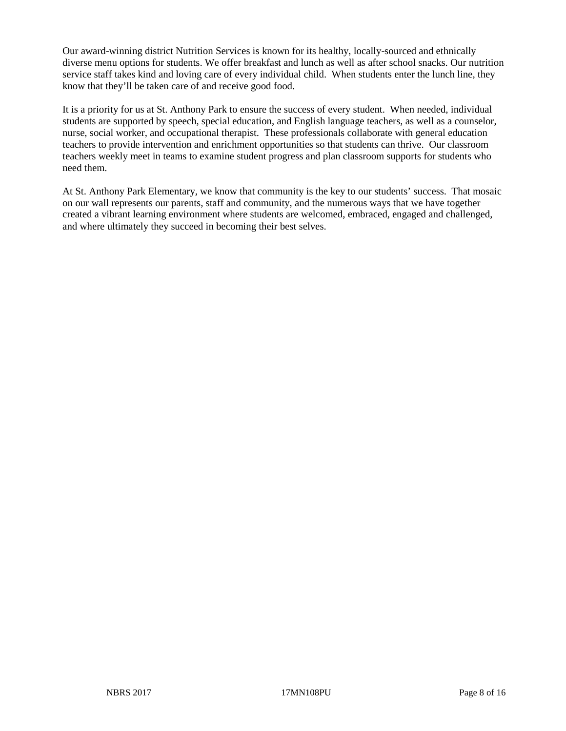Our award-winning district Nutrition Services is known for its healthy, locally-sourced and ethnically diverse menu options for students. We offer breakfast and lunch as well as after school snacks. Our nutrition service staff takes kind and loving care of every individual child. When students enter the lunch line, they know that they'll be taken care of and receive good food.

It is a priority for us at St. Anthony Park to ensure the success of every student. When needed, individual students are supported by speech, special education, and English language teachers, as well as a counselor, nurse, social worker, and occupational therapist. These professionals collaborate with general education teachers to provide intervention and enrichment opportunities so that students can thrive. Our classroom teachers weekly meet in teams to examine student progress and plan classroom supports for students who need them.

At St. Anthony Park Elementary, we know that community is the key to our students' success. That mosaic on our wall represents our parents, staff and community, and the numerous ways that we have together created a vibrant learning environment where students are welcomed, embraced, engaged and challenged, and where ultimately they succeed in becoming their best selves.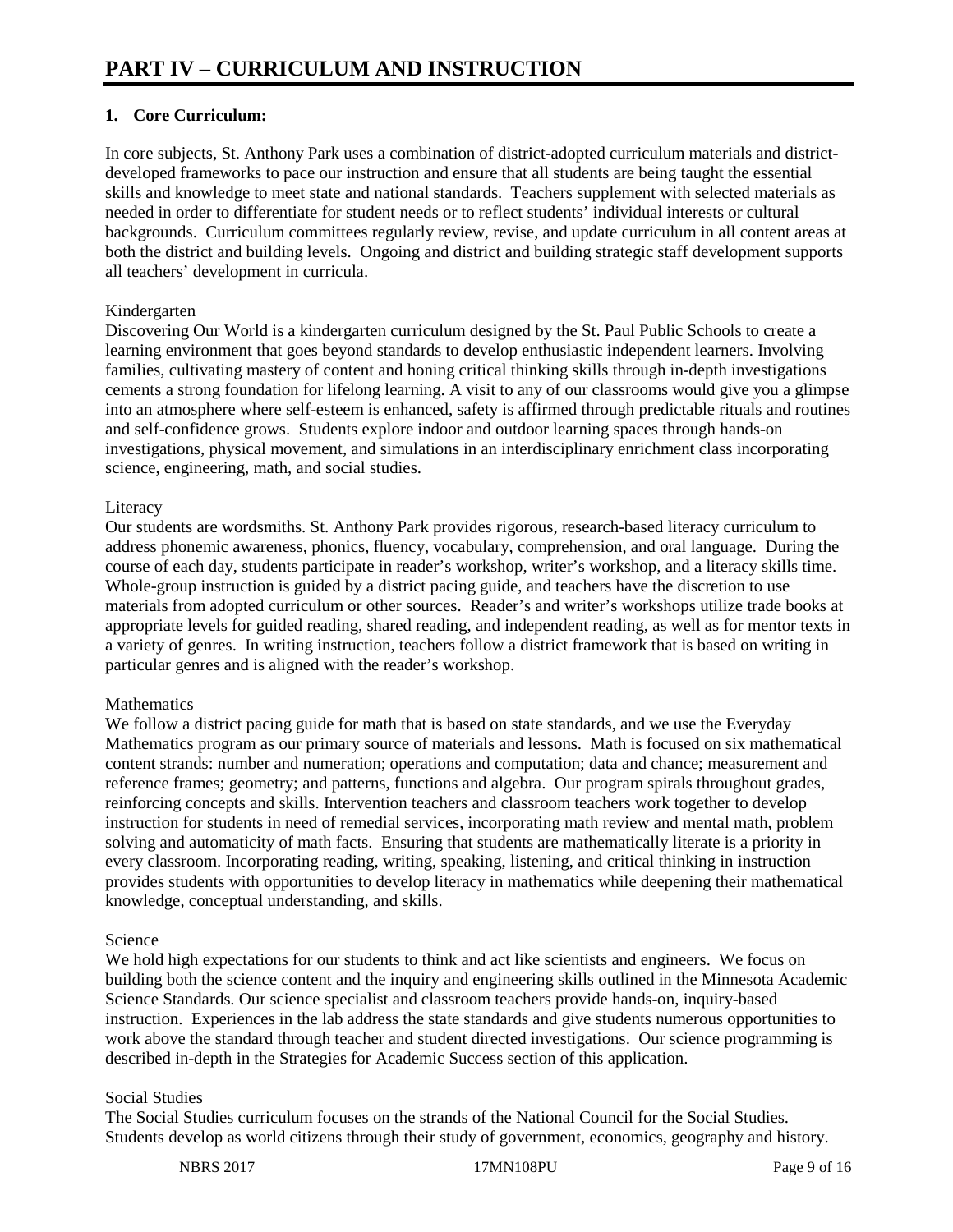# PART IV – CURRICULUM AND INSTRUCTION

**1. Core Curriculum:**

In core subjects, St. Anthony Park uses a combination of district-adopted curriculum materials and district-developed frameworks to pace our instruction and ensure that all students are being taught the essential skills and knowledge to meet state and national standards. Teachers supplement with selected materials as needed in order to differentiate for student needs or to reflect students' individual interests or cultural backgrounds. Curriculum committees regularly review, revise, and update curriculum in all content areas at both the district and building levels. Ongoing and district and building strategic staff development supports all teachers' development in curricula.

Kindergarten

Discovering Our World is a kindergarten curriculum designed by the St. Paul Public Schools to create a learning environment that goes beyond standards to develop enthusiastic independent learners. Involving families, cultivating mastery of content and honing critical thinking skills through in-depth investigations cements a strong foundation for lifelong learning. A visit to any of our classrooms would give you a glimpse into an atmosphere where self-esteem is enhanced, safety is affirmed through predictable rituals and routines and self-confidence grows. Students explore indoor and outdoor learning spaces through hands-on investigations, physical movement, and simulations in an interdisciplinary enrichment class incorporating science, engineering, math, and social studies.

Literacy

Our students are wordsmiths. St. Anthony Park provides rigorous, research-based literacy curriculum to address phonemic awareness, phonics, fluency, vocabulary, comprehension, and oral language. During the course of each day, students participate in reader's workshop, writer's workshop, and a literacy skills time. Whole-group instruction is guided by a district pacing guide, and teachers have the discretion to use materials from adopted curriculum or other sources. Reader's and writer's workshops utilize trade books at appropriate levels for guided reading, shared reading, and independent reading, as well as for mentor texts in a variety of genres. In writing instruction, teachers follow a district framework that is based on writing in particular genres and is aligned with the reader's workshop.

Mathematics

We follow a district pacing guide for math that is based on state standards, and we use the Everyday Mathematics program as our primary source of materials and lessons. Math is focused on six mathematical content strands: number and numeration; operations and computation; data and chance; measurement and reference frames; geometry; and patterns, functions and algebra. Our program spirals throughout grades, reinforcing concepts and skills. Intervention teachers and classroom teachers work together to develop instruction for students in need of remedial services, incorporating math review and mental math, problem solving and automaticity of math facts. Ensuring that students are mathematically literate is a priority in every classroom. Incorporating reading, writing, speaking, listening, and critical thinking in instruction provides students with opportunities to develop literacy in mathematics while deepening their mathematical knowledge, conceptual understanding, and skills.

Science

We hold high expectations for our students to think and act like scientists and engineers. We focus on building both the science content and the inquiry and engineering skills outlined in the Minnesota Academic Science Standards. Our science specialist and classroom teachers provide hands-on, inquiry-based instruction. Experiences in the lab address the state standards and give students numerous opportunities to work above the standard through teacher and student directed investigations. Our science programming is described in-depth in the Strategies for Academic Success section of this application.

Social Studies

The Social Studies curriculum focuses on the strands of the National Council for the Social Studies. Students develop as world citizens through their study of government, economics, geography and history.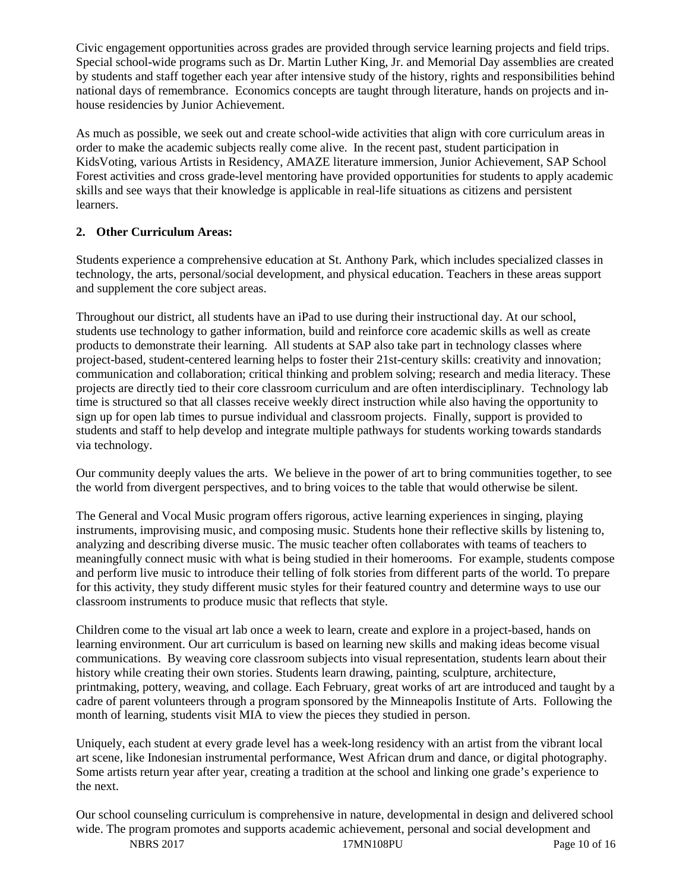Civic engagement opportunities across grades are provided through service learning projects and field trips. Special school-wide programs such as Dr. Martin Luther King, Jr. and Memorial Day assemblies are created by students and staff together each year after intensive study of the history, rights and responsibilities behind national days of remembrance. Economics concepts are taught through literature, hands on projects and in-house residencies by Junior Achievement.

As much as possible, we seek out and create school-wide activities that align with core curriculum areas in order to make the academic subjects really come alive. In the recent past, student participation in KidsVoting, various Artists in Residency, AMAZE literature immersion, Junior Achievement, SAP School Forest activities and cross grade-level mentoring have provided opportunities for students to apply academic skills and see ways that their knowledge is applicable in real-life situations as citizens and persistent learners.

**2. Other Curriculum Areas:**

Students experience a comprehensive education at St. Anthony Park, which includes specialized classes in technology, the arts, personal/social development, and physical education. Teachers in these areas support and supplement the core subject areas.

Throughout our district, all students have an iPad to use during their instructional day. At our school, students use technology to gather information, build and reinforce core academic skills as well as create products to demonstrate their learning. All students at SAP also take part in technology classes where project-based, student-centered learning helps to foster their 21st-century skills: creativity and innovation; communication and collaboration; critical thinking and problem solving; research and media literacy. These projects are directly tied to their core classroom curriculum and are often interdisciplinary. Technology lab time is structured so that all classes receive weekly direct instruction while also having the opportunity to sign up for open lab times to pursue individual and classroom projects. Finally, support is provided to students and staff to help develop and integrate multiple pathways for students working towards standards via technology.

Our community deeply values the arts. We believe in the power of art to bring communities together, to see the world from divergent perspectives, and to bring voices to the table that would otherwise be silent.

The General and Vocal Music program offers rigorous, active learning experiences in singing, playing instruments, improvising music, and composing music. Students hone their reflective skills by listening to, analyzing and describing diverse music. The music teacher often collaborates with teams of teachers to meaningfully connect music with what is being studied in their homerooms. For example, students compose and perform live music to introduce their telling of folk stories from different parts of the world. To prepare for this activity, they study different music styles for their featured country and determine ways to use our classroom instruments to produce music that reflects that style.

Children come to the visual art lab once a week to learn, create and explore in a project-based, hands on learning environment. Our art curriculum is based on learning new skills and making ideas become visual communications. By weaving core classroom subjects into visual representation, students learn about their history while creating their own stories. Students learn drawing, painting, sculpture, architecture, printmaking, pottery, weaving, and collage. Each February, great works of art are introduced and taught by a cadre of parent volunteers through a program sponsored by the Minneapolis Institute of Arts. Following the month of learning, students visit MIA to view the pieces they studied in person.

Uniquely, each student at every grade level has a week-long residency with an artist from the vibrant local art scene, like Indonesian instrumental performance, West African drum and dance, or digital photography. Some artists return year after year, creating a tradition at the school and linking one grade's experience to the next.

Our school counseling curriculum is comprehensive in nature, developmental in design and delivered school wide. The program promotes and supports academic achievement, personal and social development and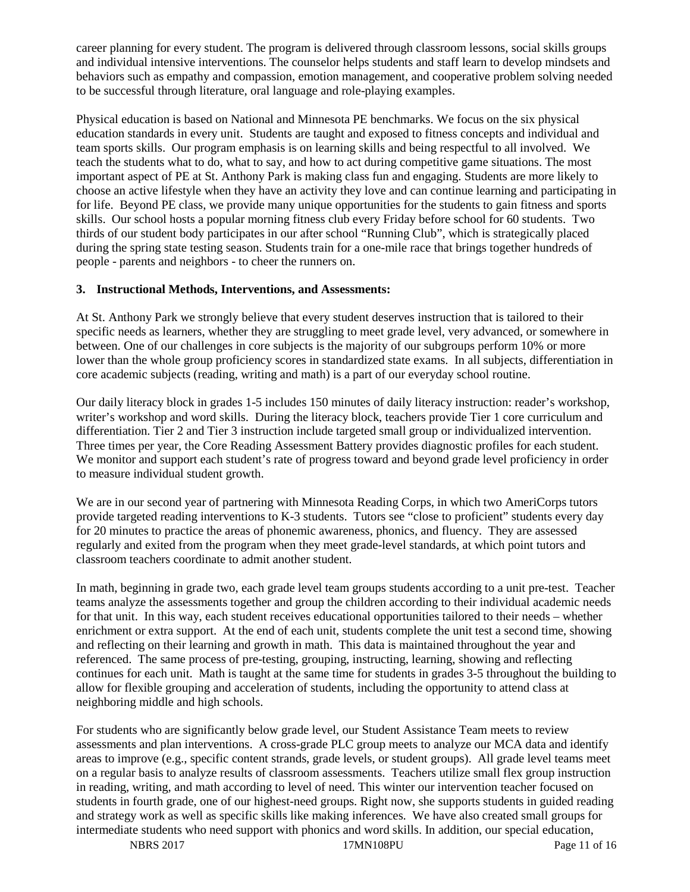career planning for every student. The program is delivered through classroom lessons, social skills groups and individual intensive interventions. The counselor helps students and staff learn to develop mindsets and behaviors such as empathy and compassion, emotion management, and cooperative problem solving needed to be successful through literature, oral language and role-playing examples.

Physical education is based on National and Minnesota PE benchmarks. We focus on the six physical education standards in every unit. Students are taught and exposed to fitness concepts and individual and team sports skills. Our program emphasis is on learning skills and being respectful to all involved. We teach the students what to do, what to say, and how to act during competitive game situations. The most important aspect of PE at St. Anthony Park is making class fun and engaging. Students are more likely to choose an active lifestyle when they have an activity they love and can continue learning and participating in for life. Beyond PE class, we provide many unique opportunities for the students to gain fitness and sports skills. Our school hosts a popular morning fitness club every Friday before school for 60 students. Two thirds of our student body participates in our after school "Running Club", which is strategically placed during the spring state testing season. Students train for a one-mile race that brings together hundreds of people - parents and neighbors - to cheer the runners on.

**3. Instructional Methods, Interventions, and Assessments:**

At St. Anthony Park we strongly believe that every student deserves instruction that is tailored to their specific needs as learners, whether they are struggling to meet grade level, very advanced, or somewhere in between. One of our challenges in core subjects is the majority of our subgroups perform 10% or more lower than the whole group proficiency scores in standardized state exams. In all subjects, differentiation in core academic subjects (reading, writing and math) is a part of our everyday school routine.

Our daily literacy block in grades 1-5 includes 150 minutes of daily literacy instruction: reader's workshop, writer's workshop and word skills. During the literacy block, teachers provide Tier 1 core curriculum and differentiation. Tier 2 and Tier 3 instruction include targeted small group or individualized intervention. Three times per year, the Core Reading Assessment Battery provides diagnostic profiles for each student. We monitor and support each student's rate of progress toward and beyond grade level proficiency in order to measure individual student growth.

We are in our second year of partnering with Minnesota Reading Corps, in which two AmeriCorps tutors provide targeted reading interventions to K-3 students. Tutors see "close to proficient" students every day for 20 minutes to practice the areas of phonemic awareness, phonics, and fluency. They are assessed regularly and exited from the program when they meet grade-level standards, at which point tutors and classroom teachers coordinate to admit another student.

In math, beginning in grade two, each grade level team groups students according to a unit pre-test. Teacher teams analyze the assessments together and group the children according to their individual academic needs for that unit. In this way, each student receives educational opportunities tailored to their needs – whether enrichment or extra support. At the end of each unit, students complete the unit test a second time, showing and reflecting on their learning and growth in math. This data is maintained throughout the year and referenced. The same process of pre-testing, grouping, instructing, learning, showing and reflecting continues for each unit. Math is taught at the same time for students in grades 3-5 throughout the building to allow for flexible grouping and acceleration of students, including the opportunity to attend class at neighboring middle and high schools.

For students who are significantly below grade level, our Student Assistance Team meets to review assessments and plan interventions. A cross-grade PLC group meets to analyze our MCA data and identify areas to improve (e.g., specific content strands, grade levels, or student groups). All grade level teams meet on a regular basis to analyze results of classroom assessments. Teachers utilize small flex group instruction in reading, writing, and math according to level of need. This winter our intervention teacher focused on students in fourth grade, one of our highest-need groups. Right now, she supports students in guided reading and strategy work as well as specific skills like making inferences. We have also created small groups for intermediate students who need support with phonics and word skills. In addition, our special education,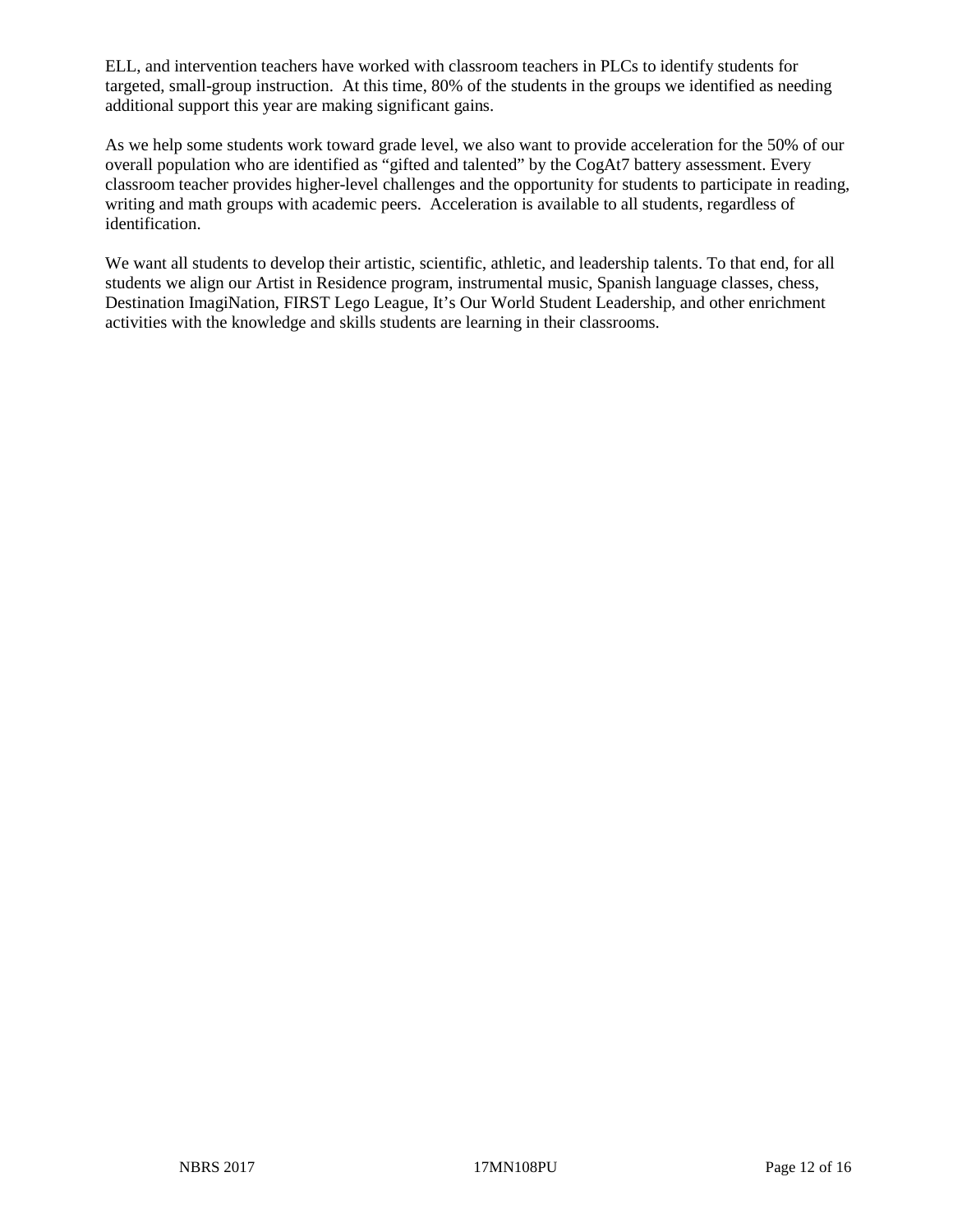ELL, and intervention teachers have worked with classroom teachers in PLCs to identify students for targeted, small-group instruction. At this time, 80% of the students in the groups we identified as needing additional support this year are making significant gains.

As we help some students work toward grade level, we also want to provide acceleration for the 50% of our overall population who are identified as "gifted and talented" by the CogAt7 battery assessment. Every classroom teacher provides higher-level challenges and the opportunity for students to participate in reading, writing and math groups with academic peers. Acceleration is available to all students, regardless of identification.

We want all students to develop their artistic, scientific, athletic, and leadership talents. To that end, for all students we align our Artist in Residence program, instrumental music, Spanish language classes, chess, Destination ImagiNation, FIRST Lego League, It's Our World Student Leadership, and other enrichment activities with the knowledge and skills students are learning in their classrooms.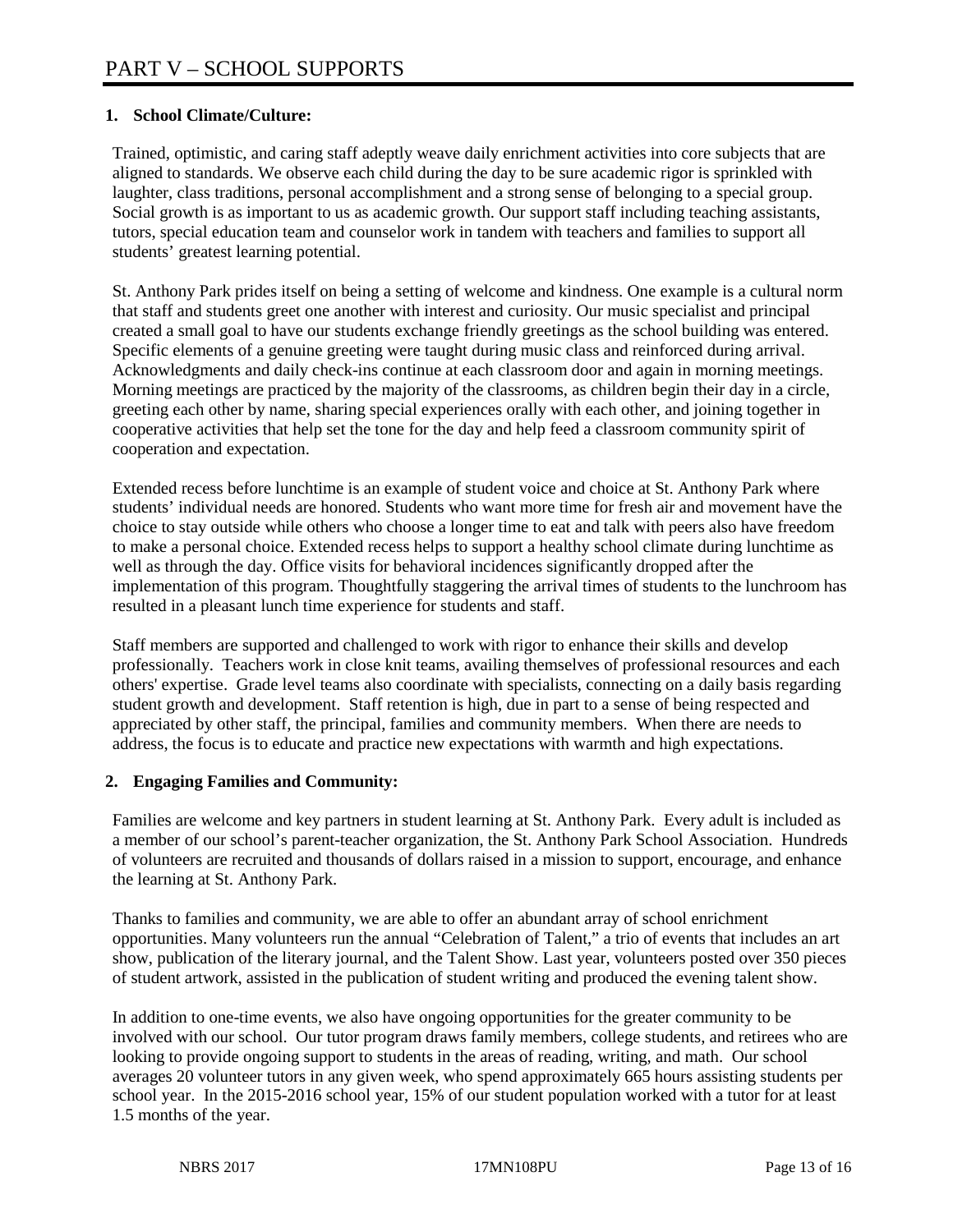# PART V – SCHOOL SUPPORTS

**1. School Climate/Culture:**

Trained, optimistic, and caring staff adeptly weave daily enrichment activities into core subjects that are aligned to standards. We observe each child during the day to be sure academic rigor is sprinkled with laughter, class traditions, personal accomplishment and a strong sense of belonging to a special group. Social growth is as important to us as academic growth. Our support staff including teaching assistants, tutors, special education team and counselor work in tandem with teachers and families to support all students' greatest learning potential.

St. Anthony Park prides itself on being a setting of welcome and kindness. One example is a cultural norm that staff and students greet one another with interest and curiosity. Our music specialist and principal created a small goal to have our students exchange friendly greetings as the school building was entered. Specific elements of a genuine greeting were taught during music class and reinforced during arrival. Acknowledgments and daily check-ins continue at each classroom door and again in morning meetings. Morning meetings are practiced by the majority of the classrooms, as children begin their day in a circle, greeting each other by name, sharing special experiences orally with each other, and joining together in cooperative activities that help set the tone for the day and help feed a classroom community spirit of cooperation and expectation.

Extended recess before lunchtime is an example of student voice and choice at St. Anthony Park where students' individual needs are honored. Students who want more time for fresh air and movement have the choice to stay outside while others who choose a longer time to eat and talk with peers also have freedom to make a personal choice. Extended recess helps to support a healthy school climate during lunchtime as well as through the day. Office visits for behavioral incidences significantly dropped after the implementation of this program. Thoughtfully staggering the arrival times of students to the lunchroom has resulted in a pleasant lunch time experience for students and staff.

Staff members are supported and challenged to work with rigor to enhance their skills and develop professionally. Teachers work in close knit teams, availing themselves of professional resources and each others' expertise. Grade level teams also coordinate with specialists, connecting on a daily basis regarding student growth and development. Staff retention is high, due in part to a sense of being respected and appreciated by other staff, the principal, families and community members. When there are needs to address, the focus is to educate and practice new expectations with warmth and high expectations.

**2. Engaging Families and Community:**

Families are welcome and key partners in student learning at St. Anthony Park. Every adult is included as a member of our school's parent-teacher organization, the St. Anthony Park School Association. Hundreds of volunteers are recruited and thousands of dollars raised in a mission to support, encourage, and enhance the learning at St. Anthony Park.

Thanks to families and community, we are able to offer an abundant array of school enrichment opportunities. Many volunteers run the annual "Celebration of Talent," a trio of events that includes an art show, publication of the literary journal, and the Talent Show. Last year, volunteers posted over 350 pieces of student artwork, assisted in the publication of student writing and produced the evening talent show.

In addition to one-time events, we also have ongoing opportunities for the greater community to be involved with our school. Our tutor program draws family members, college students, and retirees who are looking to provide ongoing support to students in the areas of reading, writing, and math. Our school averages 20 volunteer tutors in any given week, who spend approximately 665 hours assisting students per school year. In the 2015-2016 school year, 15% of our student population worked with a tutor for at least 1.5 months of the year.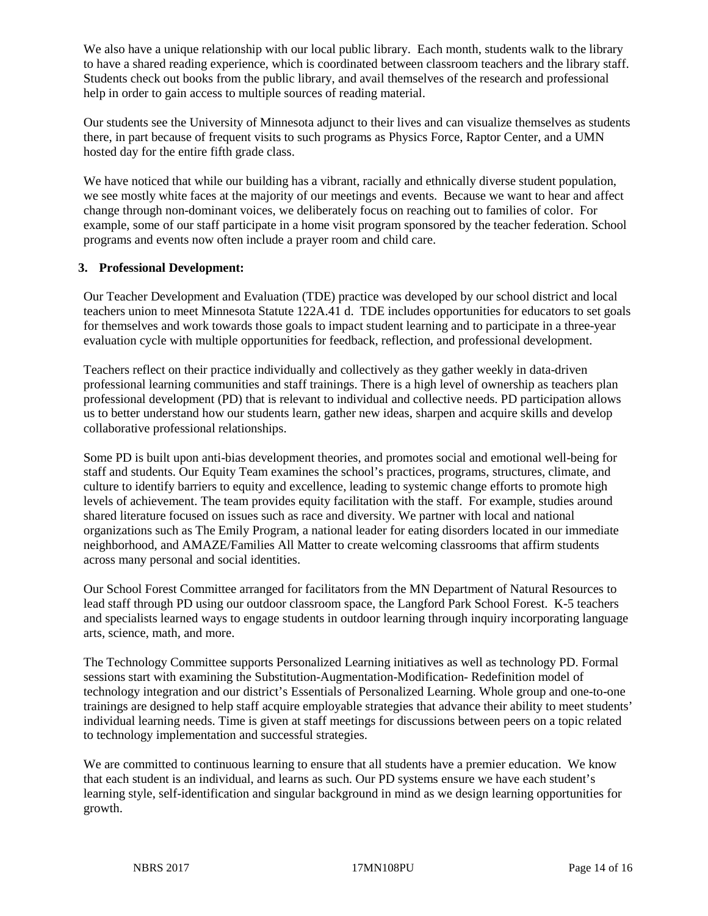We also have a unique relationship with our local public library. Each month, students walk to the library to have a shared reading experience, which is coordinated between classroom teachers and the library staff. Students check out books from the public library, and avail themselves of the research and professional help in order to gain access to multiple sources of reading material.

Our students see the University of Minnesota adjunct to their lives and can visualize themselves as students there, in part because of frequent visits to such programs as Physics Force, Raptor Center, and a UMN hosted day for the entire fifth grade class.

We have noticed that while our building has a vibrant, racially and ethnically diverse student population, we see mostly white faces at the majority of our meetings and events. Because we want to hear and affect change through non-dominant voices, we deliberately focus on reaching out to families of color. For example, some of our staff participate in a home visit program sponsored by the teacher federation. School programs and events now often include a prayer room and child care.

**3. Professional Development:**

Our Teacher Development and Evaluation (TDE) practice was developed by our school district and local teachers union to meet Minnesota Statute 122A.41 d. TDE includes opportunities for educators to set goals for themselves and work towards those goals to impact student learning and to participate in a three-year evaluation cycle with multiple opportunities for feedback, reflection, and professional development.

Teachers reflect on their practice individually and collectively as they gather weekly in data-driven professional learning communities and staff trainings. There is a high level of ownership as teachers plan professional development (PD) that is relevant to individual and collective needs. PD participation allows us to better understand how our students learn, gather new ideas, sharpen and acquire skills and develop collaborative professional relationships.

Some PD is built upon anti-bias development theories, and promotes social and emotional well-being for staff and students. Our Equity Team examines the school's practices, programs, structures, climate, and culture to identify barriers to equity and excellence, leading to systemic change efforts to promote high levels of achievement. The team provides equity facilitation with the staff. For example, studies around shared literature focused on issues such as race and diversity. We partner with local and national organizations such as The Emily Program, a national leader for eating disorders located in our immediate neighborhood, and AMAZE/Families All Matter to create welcoming classrooms that affirm students across many personal and social identities.

Our School Forest Committee arranged for facilitators from the MN Department of Natural Resources to lead staff through PD using our outdoor classroom space, the Langford Park School Forest. K-5 teachers and specialists learned ways to engage students in outdoor learning through inquiry incorporating language arts, science, math, and more.

The Technology Committee supports Personalized Learning initiatives as well as technology PD. Formal sessions start with examining the Substitution-Augmentation-Modification- Redefinition model of technology integration and our district's Essentials of Personalized Learning. Whole group and one-to-one trainings are designed to help staff acquire employable strategies that advance their ability to meet students' individual learning needs. Time is given at staff meetings for discussions between peers on a topic related to technology implementation and successful strategies.

We are committed to continuous learning to ensure that all students have a premier education. We know that each student is an individual, and learns as such. Our PD systems ensure we have each student's learning style, self-identification and singular background in mind as we design learning opportunities for growth.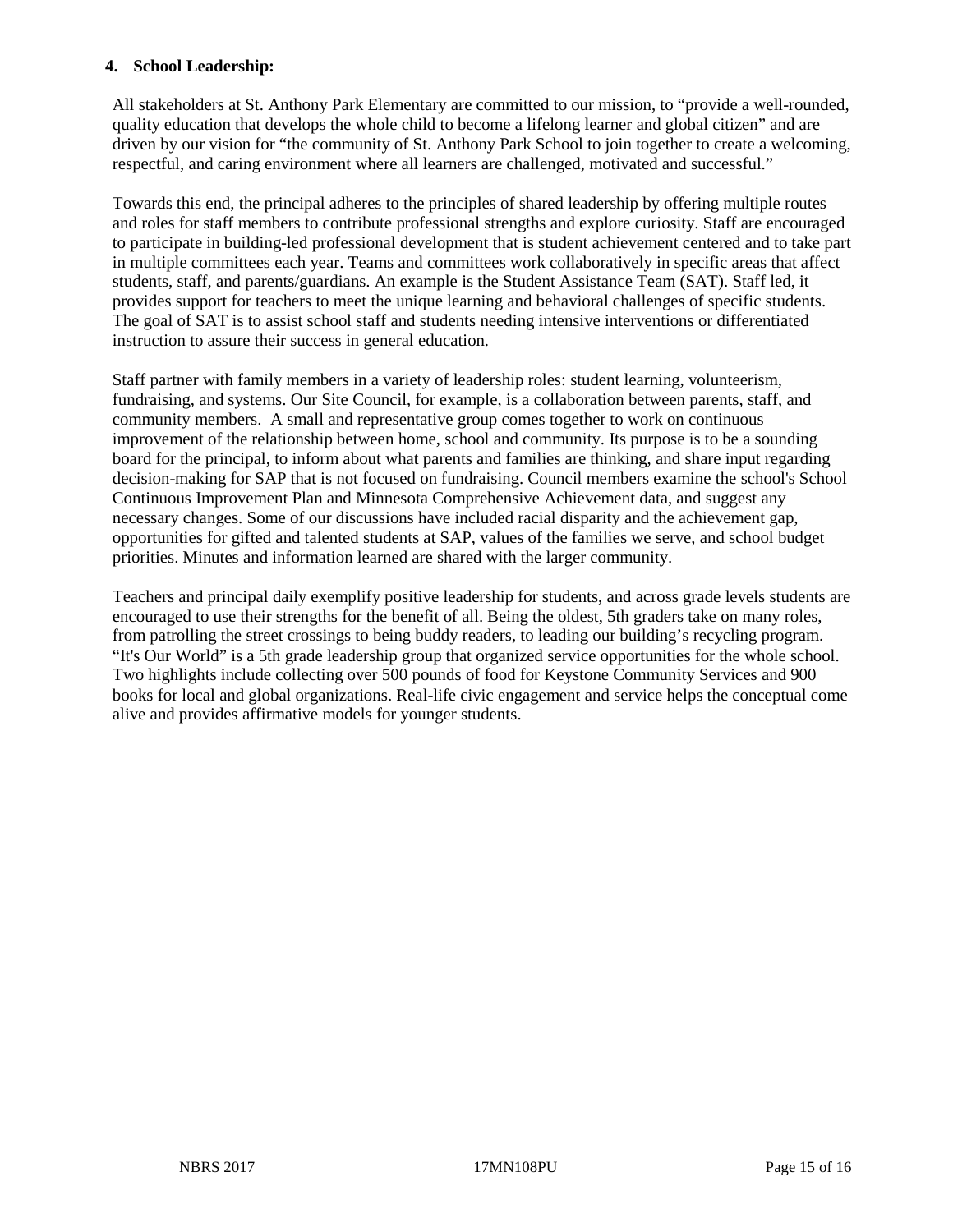**4. School Leadership:**

All stakeholders at St. Anthony Park Elementary are committed to our mission, to "provide a well-rounded, quality education that develops the whole child to become a lifelong learner and global citizen" and are driven by our vision for "the community of St. Anthony Park School to join together to create a welcoming, respectful, and caring environment where all learners are challenged, motivated and successful."

Towards this end, the principal adheres to the principles of shared leadership by offering multiple routes and roles for staff members to contribute professional strengths and explore curiosity. Staff are encouraged to participate in building-led professional development that is student achievement centered and to take part in multiple committees each year. Teams and committees work collaboratively in specific areas that affect students, staff, and parents/guardians. An example is the Student Assistance Team (SAT). Staff led, it provides support for teachers to meet the unique learning and behavioral challenges of specific students. The goal of SAT is to assist school staff and students needing intensive interventions or differentiated instruction to assure their success in general education.

Staff partner with family members in a variety of leadership roles: student learning, volunteerism, fundraising, and systems. Our Site Council, for example, is a collaboration between parents, staff, and community members. A small and representative group comes together to work on continuous improvement of the relationship between home, school and community. Its purpose is to be a sounding board for the principal, to inform about what parents and families are thinking, and share input regarding decision-making for SAP that is not focused on fundraising. Council members examine the school's School Continuous Improvement Plan and Minnesota Comprehensive Achievement data, and suggest any necessary changes. Some of our discussions have included racial disparity and the achievement gap, opportunities for gifted and talented students at SAP, values of the families we serve, and school budget priorities. Minutes and information learned are shared with the larger community.

Teachers and principal daily exemplify positive leadership for students, and across grade levels students are encouraged to use their strengths for the benefit of all. Being the oldest, 5th graders take on many roles, from patrolling the street crossings to being buddy readers, to leading our building's recycling program. "It's Our World" is a 5th grade leadership group that organized service opportunities for the whole school. Two highlights include collecting over 500 pounds of food for Keystone Community Services and 900 books for local and global organizations. Real-life civic engagement and service helps the conceptual come alive and provides affirmative models for younger students.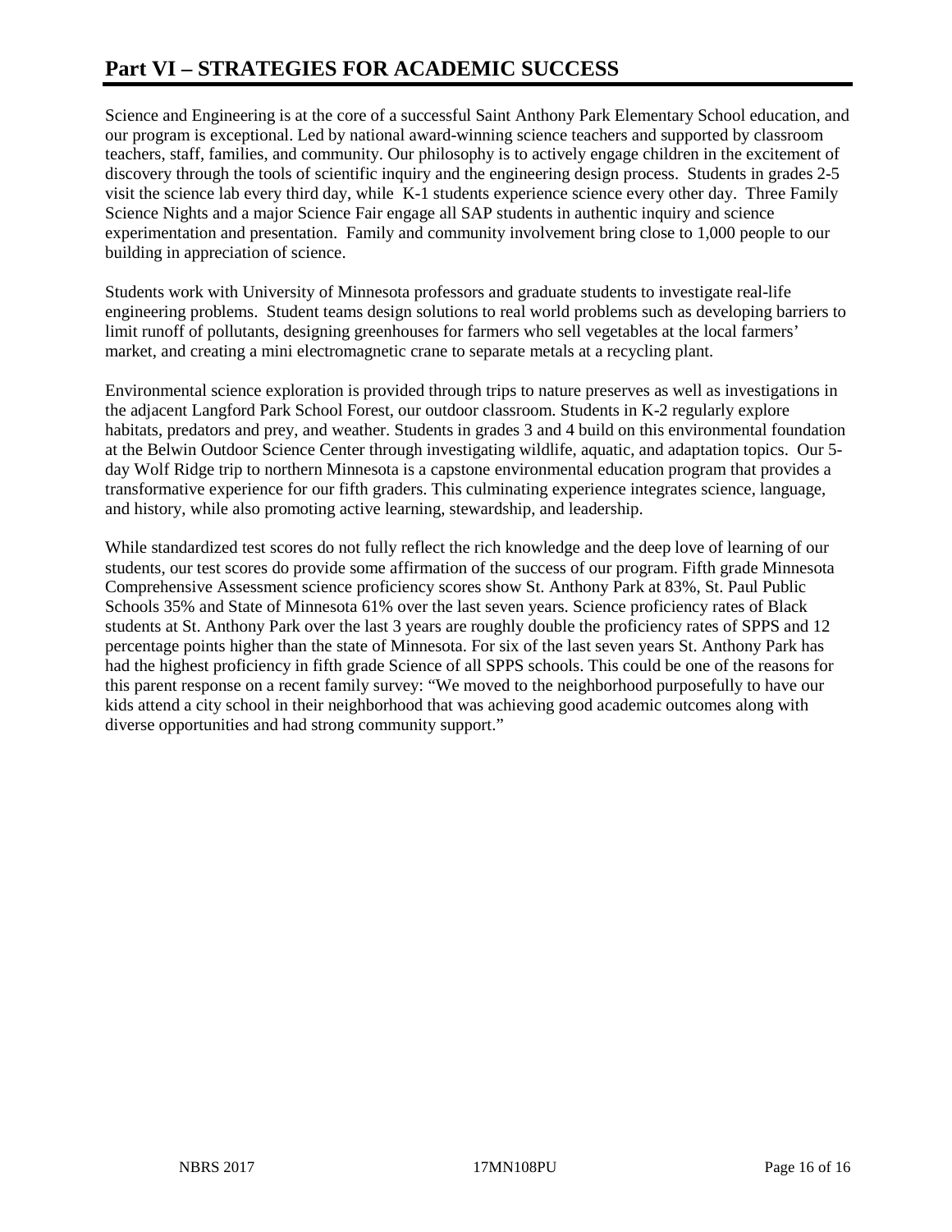# Part VI – STRATEGIES FOR ACADEMIC SUCCESS

Science and Engineering is at the core of a successful Saint Anthony Park Elementary School education, and our program is exceptional. Led by national award-winning science teachers and supported by classroom teachers, staff, families, and community. Our philosophy is to actively engage children in the excitement of discovery through the tools of scientific inquiry and the engineering design process. Students in grades 2-5 visit the science lab every third day, while K-1 students experience science every other day. Three Family Science Nights and a major Science Fair engage all SAP students in authentic inquiry and science experimentation and presentation. Family and community involvement bring close to 1,000 people to our building in appreciation of science.

Students work with University of Minnesota professors and graduate students to investigate real-life engineering problems. Student teams design solutions to real world problems such as developing barriers to limit runoff of pollutants, designing greenhouses for farmers who sell vegetables at the local farmers' market, and creating a mini electromagnetic crane to separate metals at a recycling plant.

Environmental science exploration is provided through trips to nature preserves as well as investigations in the adjacent Langford Park School Forest, our outdoor classroom. Students in K-2 regularly explore habitats, predators and prey, and weather. Students in grades 3 and 4 build on this environmental foundation at the Belwin Outdoor Science Center through investigating wildlife, aquatic, and adaptation topics. Our 5-day Wolf Ridge trip to northern Minnesota is a capstone environmental education program that provides a transformative experience for our fifth graders. This culminating experience integrates science, language, and history, while also promoting active learning, stewardship, and leadership.

While standardized test scores do not fully reflect the rich knowledge and the deep love of learning of our students, our test scores do provide some affirmation of the success of our program. Fifth grade Minnesota Comprehensive Assessment science proficiency scores show St. Anthony Park at 83%, St. Paul Public Schools 35% and State of Minnesota 61% over the last seven years. Science proficiency rates of Black students at St. Anthony Park over the last 3 years are roughly double the proficiency rates of SPPS and 12 percentage points higher than the state of Minnesota. For six of the last seven years St. Anthony Park has had the highest proficiency in fifth grade Science of all SPPS schools. This could be one of the reasons for this parent response on a recent family survey: "We moved to the neighborhood purposefully to have our kids attend a city school in their neighborhood that was achieving good academic outcomes along with diverse opportunities and had strong community support."